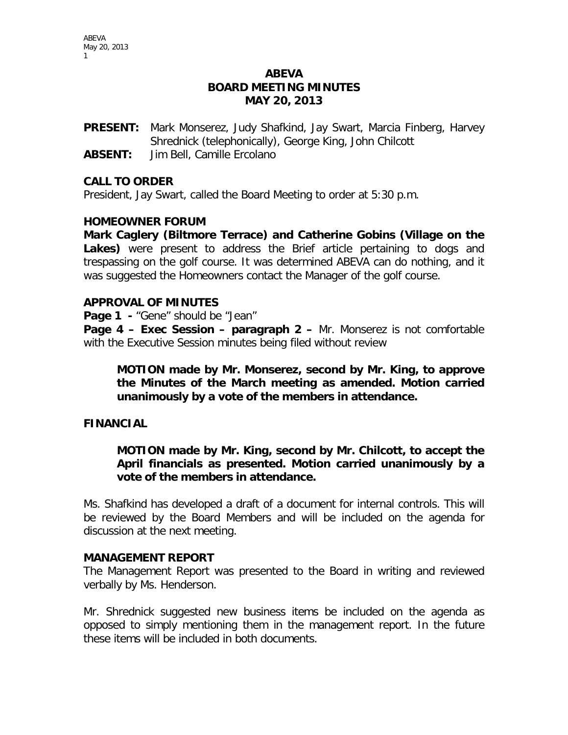# ABEVA
# BOARD MEETING MINUTES
# MAY 20, 2013

**PRESENT:** Mark Monserez, Judy Shafkind, Jay Swart, Marcia Finberg, Harvey Shrednick (telephonically), George King, John Chilcott

**ABSENT:** Jim Bell, Camille Ercolano

## CALL TO ORDER

President, Jay Swart, called the Board Meeting to order at 5:30 p.m.

## HOMEOWNER FORUM

**Mark Caglery (Biltmore Terrace) and Catherine Gobins (Village on the Lakes)** were present to address the Brief article pertaining to dogs and trespassing on the golf course. It was determined ABEVA can do nothing, and it was suggested the Homeowners contact the Manager of the golf course.

## APPROVAL OF MINUTES

**Page 1 -** "Gene" should be "Jean"

**Page 4 – Exec Session – paragraph 2 –** Mr. Monserez is not comfortable with the Executive Session minutes being filed without review

> **MOTION made by Mr. Monserez, second by Mr. King, to approve the Minutes of the March meeting as amended. Motion carried unanimously by a vote of the members in attendance.**

## FINANCIAL

> **MOTION made by Mr. King, second by Mr. Chilcott, to accept the April financials as presented. Motion carried unanimously by a vote of the members in attendance.**

Ms. Shafkind has developed a draft of a document for internal controls. This will be reviewed by the Board Members and will be included on the agenda for discussion at the next meeting.

## MANAGEMENT REPORT

The Management Report was presented to the Board in writing and reviewed verbally by Ms. Henderson.

Mr. Shrednick suggested new business items be included on the agenda as opposed to simply mentioning them in the management report. In the future these items will be included in both documents.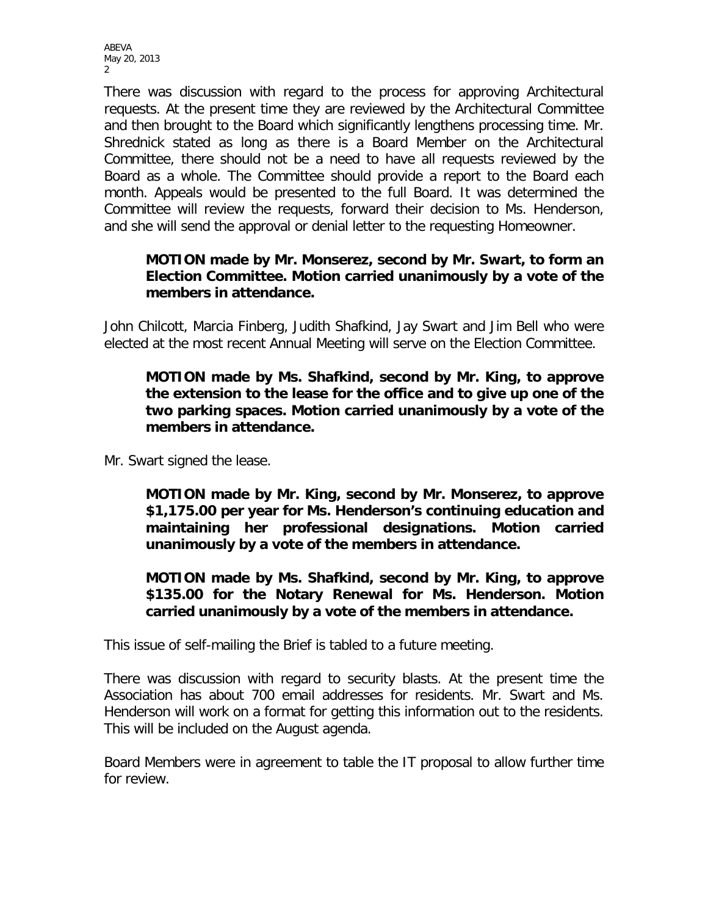There was discussion with regard to the process for approving Architectural requests. At the present time they are reviewed by the Architectural Committee and then brought to the Board which significantly lengthens processing time. Mr. Shrednick stated as long as there is a Board Member on the Architectural Committee, there should not be a need to have all requests reviewed by the Board as a whole. The Committee should provide a report to the Board each month. Appeals would be presented to the full Board. It was determined the Committee will review the requests, forward their decision to Ms. Henderson, and she will send the approval or denial letter to the requesting Homeowner.

> **MOTION made by Mr. Monserez, second by Mr. Swart, to form an Election Committee. Motion carried unanimously by a vote of the members in attendance.**

John Chilcott, Marcia Finberg, Judith Shafkind, Jay Swart and Jim Bell who were elected at the most recent Annual Meeting will serve on the Election Committee.

> **MOTION made by Ms. Shafkind, second by Mr. King, to approve the extension to the lease for the office and to give up one of the two parking spaces. Motion carried unanimously by a vote of the members in attendance.**

Mr. Swart signed the lease.

> **MOTION made by Mr. King, second by Mr. Monserez, to approve \$1,175.00 per year for Ms. Henderson's continuing education and maintaining her professional designations. Motion carried unanimously by a vote of the members in attendance.**

> **MOTION made by Ms. Shafkind, second by Mr. King, to approve \$135.00 for the Notary Renewal for Ms. Henderson. Motion carried unanimously by a vote of the members in attendance.**

This issue of self-mailing the Brief is tabled to a future meeting.

There was discussion with regard to security blasts. At the present time the Association has about 700 email addresses for residents. Mr. Swart and Ms. Henderson will work on a format for getting this information out to the residents. This will be included on the August agenda.

Board Members were in agreement to table the IT proposal to allow further time for review.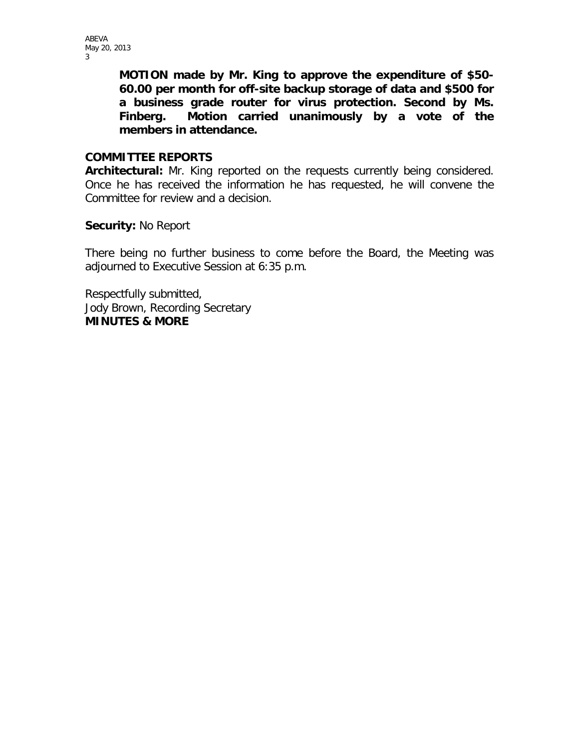**MOTION made by Mr. King to approve the expenditure of $50-60.00 per month for off-site backup storage of data and $500 for a business grade router for virus protection. Second by Ms. Finberg. Motion carried unanimously by a vote of the members in attendance.**

**COMMITTEE REPORTS**

**Architectural:** Mr. King reported on the requests currently being considered. Once he has received the information he has requested, he will convene the Committee for review and a decision.

**Security:** No Report

There being no further business to come before the Board, the Meeting was adjourned to Executive Session at 6:35 p.m.

Respectfully submitted,
Jody Brown, Recording Secretary
**MINUTES & MORE**